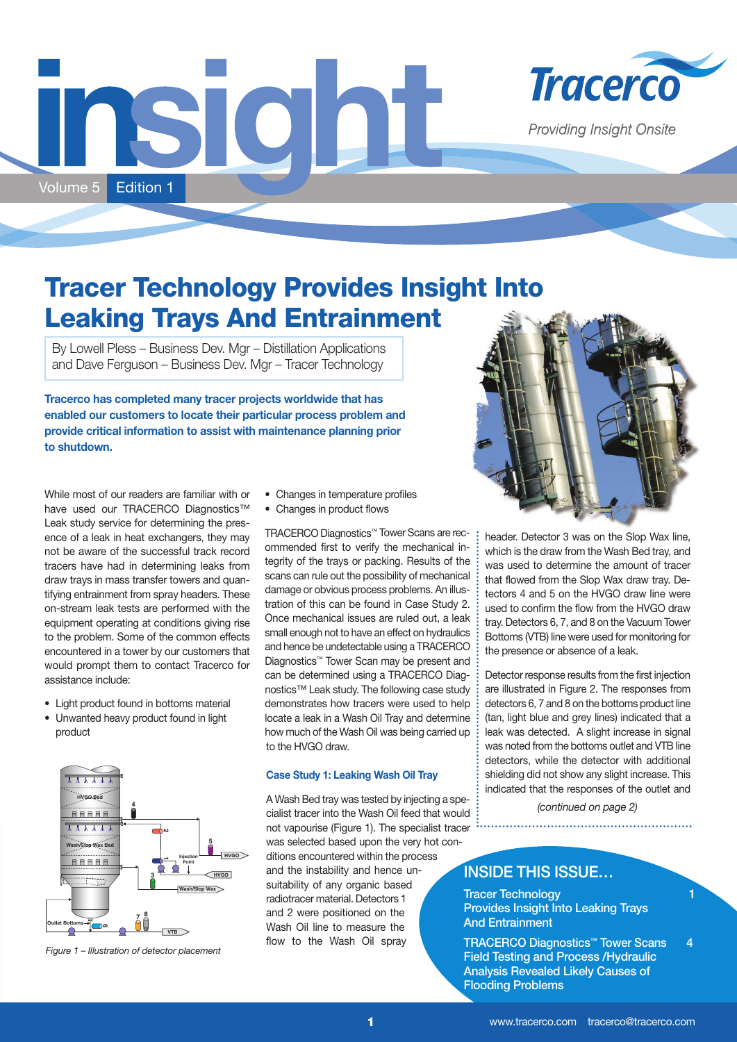# insight

Volume 5 Edition 1

Tracerco

*Providing Insight Onsite*

# Tracer Technology Provides Insight Into Leaking Trays And Entrainment

By Lowell Pless – Business Dev. Mgr – Distillation Applications and Dave Ferguson – Business Dev. Mgr – Tracer Technology

**Tracerco has completed many tracer projects worldwide that has enabled our customers to locate their particular process problem and provide critical information to assist with maintenance planning prior to shutdown.**

While most of our readers are familiar with or have used our TRACERCO Diagnostics™ Leak study service for determining the presence of a leak in heat exchangers, they may not be aware of the successful track record tracers have had in determining leaks from draw trays in mass transfer towers and quantifying entrainment from spray headers. These on-stream leak tests are performed with the equipment operating at conditions giving rise to the problem. Some of the common effects encountered in a tower by our customers that would prompt them to contact Tracerco for assistance include:

- Light product found in bottoms material
- Unwanted heavy product found in light product
- Changes in temperature profiles
- Changes in product flows

*Figure 1 – Illustration of detector placement*

TRACERCO Diagnostics™ Tower Scans are recommended first to verify the mechanical integrity of the trays or packing. Results of the scans can rule out the possibility of mechanical damage or obvious process problems. An illustration of this can be found in Case Study 2. Once mechanical issues are ruled out, a leak small enough not to have an effect on hydraulics and hence be undetectable using a TRACERCO Diagnostics™ Tower Scan may be present and can be determined using a TRACERCO Diagnostics™ Leak study. The following case study demonstrates how tracers were used to help locate a leak in a Wash Oil Tray and determine how much of the Wash Oil was being carried up to the HVGO draw.

### Case Study 1: Leaking Wash Oil Tray

A Wash Bed tray was tested by injecting a specialist tracer into the Wash Oil feed that would not vapourise (Figure 1). The specialist tracer was selected based upon the very hot conditions encountered within the process and the instability and hence unsuitability of any organic based radiotracer material. Detectors 1 and 2 were positioned on the Wash Oil line to measure the flow to the Wash Oil spray header. Detector 3 was on the Slop Wax line, which is the draw from the Wash Bed tray, and was used to determine the amount of tracer that flowed from the Slop Wax draw tray. Detectors 4 and 5 on the HVGO draw line were used to confirm the flow from the HVGO draw tray. Detectors 6, 7, and 8 on the Vacuum Tower Bottoms (VTB) line were used for monitoring for the presence or absence of a leak.

Detector response results from the first injection are illustrated in Figure 2. The responses from detectors 6, 7 and 8 on the bottoms product line (tan, light blue and grey lines) indicated that a leak was detected. A slight increase in signal was noted from the bottoms outlet and VTB line detectors, while the detector with additional shielding did not show any slight increase. This indicated that the responses of the outlet and

*(continued on page 2)*

## INSIDE THIS ISSUE...

- Tracer Technology Provides Insight Into Leaking Trays And Entrainment — 1
- TRACERCO Diagnostics™ Tower Scans Field Testing and Process /Hydraulic Analysis Revealed Likely Causes of Flooding Problems — 4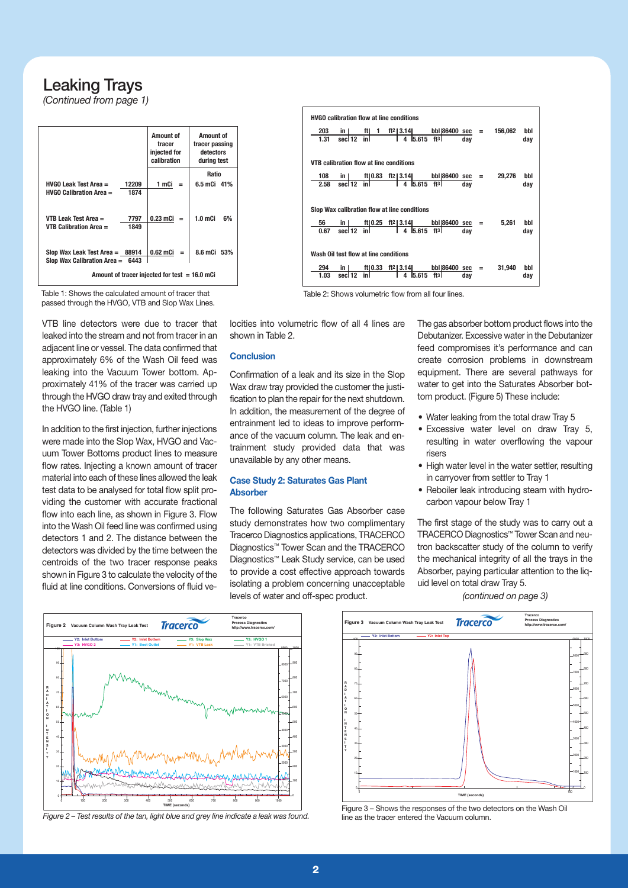# Leaking Trays

*(Continued from page 1)*

| | | Amount of tracer injected for calibration | | Amount of tracer passing detectors during test | |
|---|---|---|---|---|---|
| | | | | | Ratio |
| HVGO Leak Test Area = <br> HVGO Calibration Area = | 12209 <br> 1874 | 1 mCi | = | 6.5 mCi | 41% |
| VTB Leak Test Area = <br> VTB Calibration Area = | 7797 <br> 1849 | 0.23 mCi | = | 1.0 mCi | 6% |
| Slop Wax Leak Test Area = <br> Slop Wax Calibration Area = | 88914 <br> 6443 | 0.62 mCi | = | 8.6 mCi | 53% |
| Amount of tracer injected for test = 16.0 mCi | | | | | |

Table 1: Shows the calculated amount of tracer that passed through the HVGO, VTB and Slop Wax Lines.

**HVGO calibration flow at line conditions**

$$\frac{203\ \text{in}}{1.31\ \text{sec}} \cdot \frac{\text{ft}}{12\ \text{in}} \cdot 1\ \text{ft}^2 \cdot \frac{3.14}{4} \cdot \frac{\text{bbl}}{5.615\ \text{ft}^3} \cdot \frac{86400\ \text{sec}}{\text{day}} = 156{,}062\ \frac{\text{bbl}}{\text{day}}$$

**VTB calibration flow at line conditions**

$$\frac{108\ \text{in}}{2.58\ \text{sec}} \cdot \frac{\text{ft}}{12\ \text{in}} \cdot 0.83\ \text{ft}^2 \cdot \frac{3.14}{4} \cdot \frac{\text{bbl}}{5.615\ \text{ft}^3} \cdot \frac{86400\ \text{sec}}{\text{day}} = 29{,}276\ \frac{\text{bbl}}{\text{day}}$$

**Slop Wax calibration flow at line conditions**

$$\frac{56\ \text{in}}{0.67\ \text{sec}} \cdot \frac{\text{ft}}{12\ \text{in}} \cdot 0.25\ \text{ft}^2 \cdot \frac{3.14}{4} \cdot \frac{\text{bbl}}{5.615\ \text{ft}^3} \cdot \frac{86400\ \text{sec}}{\text{day}} = 5{,}261\ \frac{\text{bbl}}{\text{day}}$$

**Wash Oil test flow at line conditions**

$$\frac{294\ \text{in}}{1.03\ \text{sec}} \cdot \frac{\text{ft}}{12\ \text{in}} \cdot 0.33\ \text{ft}^2 \cdot \frac{3.14}{4} \cdot \frac{\text{bbl}}{5.615\ \text{ft}^3} \cdot \frac{86400\ \text{sec}}{\text{day}} = 31{,}940\ \frac{\text{bbl}}{\text{day}}$$

Table 2: Shows volumetric flow from all four lines.

VTB line detectors were due to tracer that leaked into the stream and not from tracer in an adjacent line or vessel. The data confirmed that approximately 6% of the Wash Oil feed was leaking into the Vacuum Tower bottom. Approximately 41% of the tracer was carried up through the HVGO draw tray and exited through the HVGO line. (Table 1)

In addition to the first injection, further injections were made into the Slop Wax, HVGO and Vacuum Tower Bottoms product lines to measure flow rates. Injecting a known amount of tracer material into each of these lines allowed the leak test data to be analysed for total flow split providing the customer with accurate fractional flow into each line, as shown in Figure 3. Flow into the Wash Oil feed line was confirmed using detectors 1 and 2. The distance between the detectors was divided by the time between the centroids of the two tracer response peaks shown in Figure 3 to calculate the velocity of the fluid at line conditions. Conversions of fluid velocities into volumetric flow of all 4 lines are shown in Table 2.

### Conclusion

Confirmation of a leak and its size in the Slop Wax draw tray provided the customer with the justification to plan the repair for the next shutdown. In addition, the measurement of the degree of entrainment led to ideas to improve performance of the vacuum column. The leak and entrainment study provided data that was unavailable by any other means.

### Case Study 2: Saturates Gas Plant Absorber

The following Saturates Gas Absorber case study demonstrates how two complimentary Tracerco Diagnostics applications, TRACERCO Diagnostics™ Tower Scan and the TRACERCO Diagnostics™ Leak Study service, can be used to provide a cost effective approach towards isolating a problem concerning unacceptable levels of water and off-spec product.

The gas absorber bottom product flows into the Debutanizer. Excessive water in the Debutanizer feed compromises it's performance and can create corrosion problems in downstream equipment. There are several pathways for water to get into the Saturates Absorber bottom product. (Figure 5) These include:

- Water leaking from the total draw Tray 5
- Excessive water level on draw Tray 5, resulting in water overflowing the vapour risers
- High water level in the water settler, resulting in carryover from settler to Tray 1
- Reboiler leak introducing steam with hydrocarbon vapour below Tray 1

The first stage of the study was to carry out a TRACERCO Diagnostics™ Tower Scan and neutron backscatter study of the column to verify the mechanical integrity of all the trays in the Absorber, paying particular attention to the liquid level on total draw Tray 5.

*(continued on page 3)*

*Figure 2 – Test results of the tan, light blue and grey line indicate a leak was found.*

Figure 3 – Shows the responses of the two detectors on the Wash Oil line as the tracer entered the Vacuum column.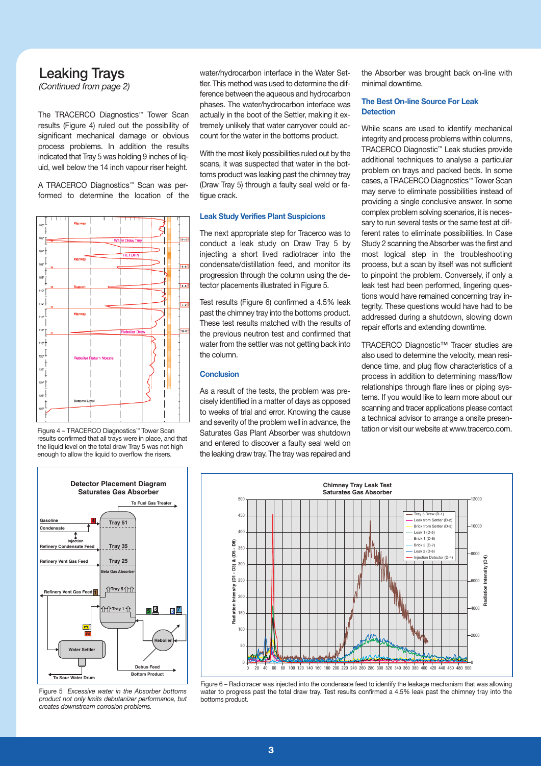## Leaking Trays

*(Continued from page 2)*

The TRACERCO Diagnostics™ Tower Scan results (Figure 4) ruled out the possibility of significant mechanical damage or obvious process problems. In addition the results indicated that Tray 5 was holding 9 inches of liquid, well below the 14 inch vapour riser height.

A TRACERCO Diagnostics™ Scan was performed to determine the location of the water/hydrocarbon interface in the Water Settler. This method was used to determine the difference between the aqueous and hydrocarbon phases. The water/hydrocarbon interface was actually in the boot of the Settler, making it extremely unlikely that water carryover could account for the water in the bottoms product.

With the most likely possibilities ruled out by the scans, it was suspected that water in the bottoms product was leaking past the chimney tray (Draw Tray 5) through a faulty seal weld or fatigue crack.

Figure 4 – TRACERCO Diagnostics™ Tower Scan results confirmed that all trays were in place, and that the liquid level on the total draw Tray 5 was not high enough to allow the liquid to overflow the risers.

### Leak Study Verifies Plant Suspicions

The next appropriate step for Tracerco was to conduct a leak study on Draw Tray 5 by injecting a short lived radiotracer into the condensate/distillation feed, and monitor its progression through the column using the detector placements illustrated in Figure 5.

Test results (Figure 6) confirmed a 4.5% leak past the chimney tray into the bottoms product. These test results matched with the results of the previous neutron test and confirmed that water from the settler was not getting back into the column.

### Conclusion

As a result of the tests, the problem was precisely identified in a matter of days as opposed to weeks of trial and error. Knowing the cause and severity of the problem well in advance, the Saturates Gas Plant Absorber was shutdown and entered to discover a faulty seal weld on the leaking draw tray. The tray was repaired and the Absorber was brought back on-line with minimal downtime.

### The Best On-line Source For Leak Detection

While scans are used to identify mechanical integrity and process problems within columns, TRACERCO Diagnostic™ Leak studies provide additional techniques to analyse a particular problem on trays and packed beds. In some cases, a TRACERCO Diagnostics™ Tower Scan may serve to eliminate possibilities instead of providing a single conclusive answer. In some complex problem solving scenarios, it is necessary to run several tests or the same test at different rates to eliminate possibilities. In Case Study 2 scanning the Absorber was the first and most logical step in the troubleshooting process, but a scan by itself was not sufficient to pinpoint the problem. Conversely, if only a leak test had been performed, lingering questions would have remained concerning tray integrity. These questions would have had to be addressed during a shutdown, slowing down repair efforts and extending downtime.

TRACERCO Diagnostic™ Tracer studies are also used to determine the velocity, mean residence time, and plug flow characteristics of a process in addition to determining mass/flow relationships through flare lines or piping systems. If you would like to learn more about our scanning and tracer applications please contact a technical advisor to arrange a onsite presentation or visit our website at www.tracerco.com.

Figure 5 *Excessive water in the Absorber bottoms product not only limits debutanizer performance, but creates downstream corrosion problems.*

Figure 6 – Radiotracer was injected into the condensate feed to identify the leakage mechanism that was allowing water to progress past the total draw tray. Test results confirmed a 4.5% leak past the chimney tray into the bottoms product.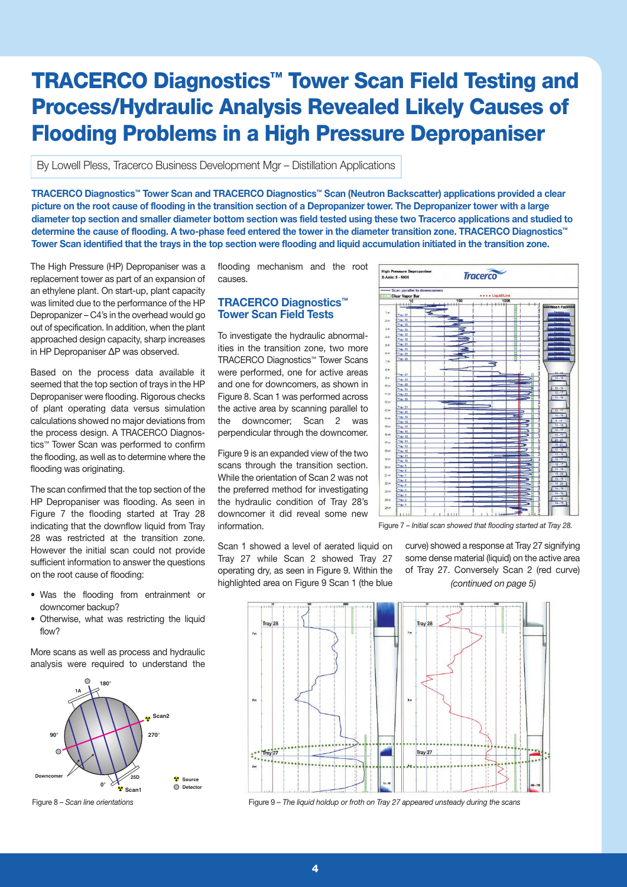# TRACERCO Diagnostics™ Tower Scan Field Testing and Process/Hydraulic Analysis Revealed Likely Causes of Flooding Problems in a High Pressure Depropaniser

By Lowell Pless, Tracerco Business Development Mgr – Distillation Applications

**TRACERCO Diagnostics™ Tower Scan and TRACERCO Diagnostics™ Scan (Neutron Backscatter) applications provided a clear picture on the root cause of flooding in the transition section of a Depropanizer tower. The Depropanizer tower with a large diameter top section and smaller diameter bottom section was field tested using these two Tracerco applications and studied to determine the cause of flooding. A two-phase feed entered the tower in the diameter transition zone. TRACERCO Diagnostics™ Tower Scan identified that the trays in the top section were flooding and liquid accumulation initiated in the transition zone.**

The High Pressure (HP) Depropaniser was a replacement tower as part of an expansion of an ethylene plant. On start-up, plant capacity was limited due to the performance of the HP Depropaniser – C4's in the overhead would go out of specification. In addition, when the plant approached design capacity, sharp increases in HP Depropaniser ΔP was observed.

Based on the process data available it seemed that the top section of trays in the HP Depropaniser were flooding. Rigorous checks of plant operating data versus simulation calculations showed no major deviations from the process design. A TRACERCO Diagnostics™ Tower Scan was performed to confirm the flooding, as well as to determine where the flooding was originating.

The scan confirmed that the top section of the HP Depropaniser was flooding. As seen in Figure 7 the flooding started at Tray 28 indicating that the downflow liquid from Tray 28 was restricted at the transition zone. However the initial scan could not provide sufficient information to answer the questions on the root cause of flooding:

- Was the flooding from entrainment or downcomer backup?
- Otherwise, what was restricting the liquid flow?

More scans as well as process and hydraulic analysis were required to understand the flooding mechanism and the root causes.

Figure 8 – *Scan line orientations*

## TRACERCO Diagnostics™ Tower Scan Field Tests

To investigate the hydraulic abnormalities in the transition zone, two more TRACERCO Diagnostics™ Tower Scans were performed, one for active areas and one for downcomers, as shown in Figure 8. Scan 1 was performed across the active area by scanning parallel to the downcomer; Scan 2 was perpendicular through the downcomer.

Figure 9 is an expanded view of the two scans through the transition section. While the orientation of Scan 2 was not the preferred method for investigating the hydraulic condition of Tray 28's downcomer it did reveal some new information.

Figure 7 – *Initial scan showed that flooding started at Tray 28.*

Scan 1 showed a level of aerated liquid on Tray 27 while Scan 2 showed Tray 27 operating dry, as seen in Figure 9. Within the highlighted area on Figure 9 Scan 1 (the blue curve) showed a response at Tray 27 signifying some dense material (liquid) on the active area of Tray 27. Conversely Scan 2 (red curve)

*(continued on page 5)*

Figure 9 – *The liquid holdup or froth on Tray 27 appeared unsteady during the scans*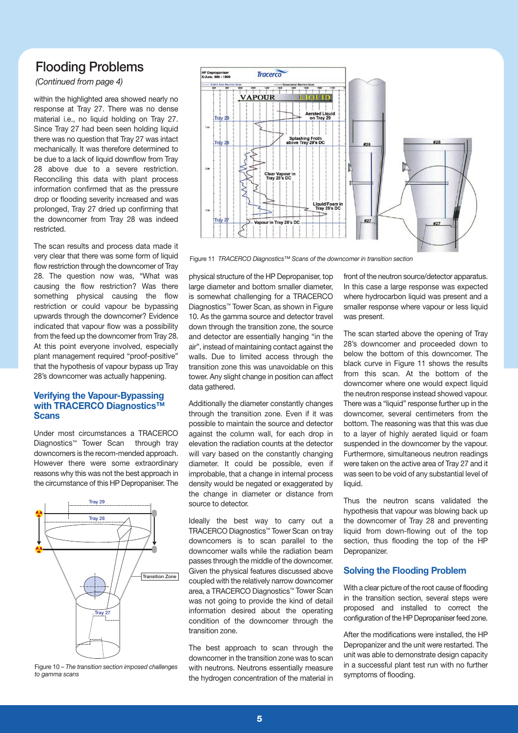# Flooding Problems

*(Continued from page 4)*

within the highlighted area showed nearly no response at Tray 27. There was no dense material i.e., no liquid holding on Tray 27. Since Tray 27 had been seen holding liquid there was no question that Tray 27 was intact mechanically. It was therefore determined to be due to a lack of liquid downflow from Tray 28 above due to a severe restriction. Reconciling this data with plant process information confirmed that as the pressure drop or flooding severity increased and was prolonged, Tray 27 dried up confirming that the downcomer from Tray 28 was indeed restricted.

The scan results and process data made it very clear that there was some form of liquid flow restriction through the downcomer of Tray 28. The question now was, "What was causing the flow restriction? Was there something physical causing the flow restriction or could vapour be bypassing upwards through the downcomer? Evidence indicated that vapour flow was a possibility from the feed up the downcomer from Tray 28. At this point everyone involved, especially plant management required "proof-positive" that the hypothesis of vapour bypass up Tray 28's downcomer was actually happening.

## Verifying the Vapour-Bypassing with TRACERCO Diagnostics™ Scans

Under most circumstances a TRACERCO Diagnostics™ Tower Scan through tray downcomers is the recom-mended approach. However there were some extraordinary reasons why this was not the best approach in the circumstance of this HP Depropaniser. The physical structure of the HP Depropaniser, top large diameter and bottom smaller diameter, is somewhat challenging for a TRACERCO Diagnostics™ Tower Scan, as shown in Figure 10. As the gamma source and detector travel down through the transition zone, the source and detector are essentially hanging "in the air", instead of maintaining contact against the walls. Due to limited access through the transition zone this was unavoidable on this tower. Any slight change in position can affect data gathered.

Figure 10 – *The transition section imposed challenges to gamma scans*

Additionally the diameter constantly changes through the transition zone. Even if it was possible to maintain the source and detector against the column wall, for each drop in elevation the radiation counts at the detector will vary based on the constantly changing diameter. It could be possible, even if improbable, that a change in internal process density would be negated or exaggerated by the change in diameter or distance from source to detector.

Ideally the best way to carry out a TRACERCO Diagnostics™ Tower Scan on tray downcomers is to scan parallel to the downcomer walls while the radiation beam passes through the middle of the downcomer. Given the physical features discussed above coupled with the relatively narrow downcomer area, a TRACERCO Diagnostics™ Tower Scan was not going to provide the kind of detail information desired about the operating condition of the downcomer through the transition zone.

The best approach to scan through the downcomer in the transition zone was to scan with neutrons. Neutrons essentially measure the hydrogen concentration of the material in front of the neutron source/detector apparatus. In this case a large response was expected where hydrocarbon liquid was present and a smaller response where vapour or less liquid was present.

Figure 11 *TRACERCO Diagnostics™ Scans of the downcomer in transition section*

The scan started above the opening of Tray 28's downcomer and proceeded down to below the bottom of this downcomer. The black curve in Figure 11 shows the results from this scan. At the bottom of the downcomer where one would expect liquid the neutron response instead showed vapour. There was a "liquid" response further up in the downcomer, several centimeters from the bottom. The reasoning was that this was due to a layer of highly aerated liquid or foam suspended in the downcomer by the vapour. Furthermore, simultaneous neutron readings were taken on the active area of Tray 27 and it was seen to be void of any substantial level of liquid.

Thus the neutron scans validated the hypothesis that vapour was blowing back up the downcomer of Tray 28 and preventing liquid from down-flowing out of the top section, thus flooding the top of the HP Depropanizer.

## Solving the Flooding Problem

With a clear picture of the root cause of flooding in the transition section, several steps were proposed and installed to correct the configuration of the HP Depropaniser feed zone.

After the modifications were installed, the HP Depropanizer and the unit were restarted. The unit was able to demonstrate design capacity in a successful plant test run with no further symptoms of flooding.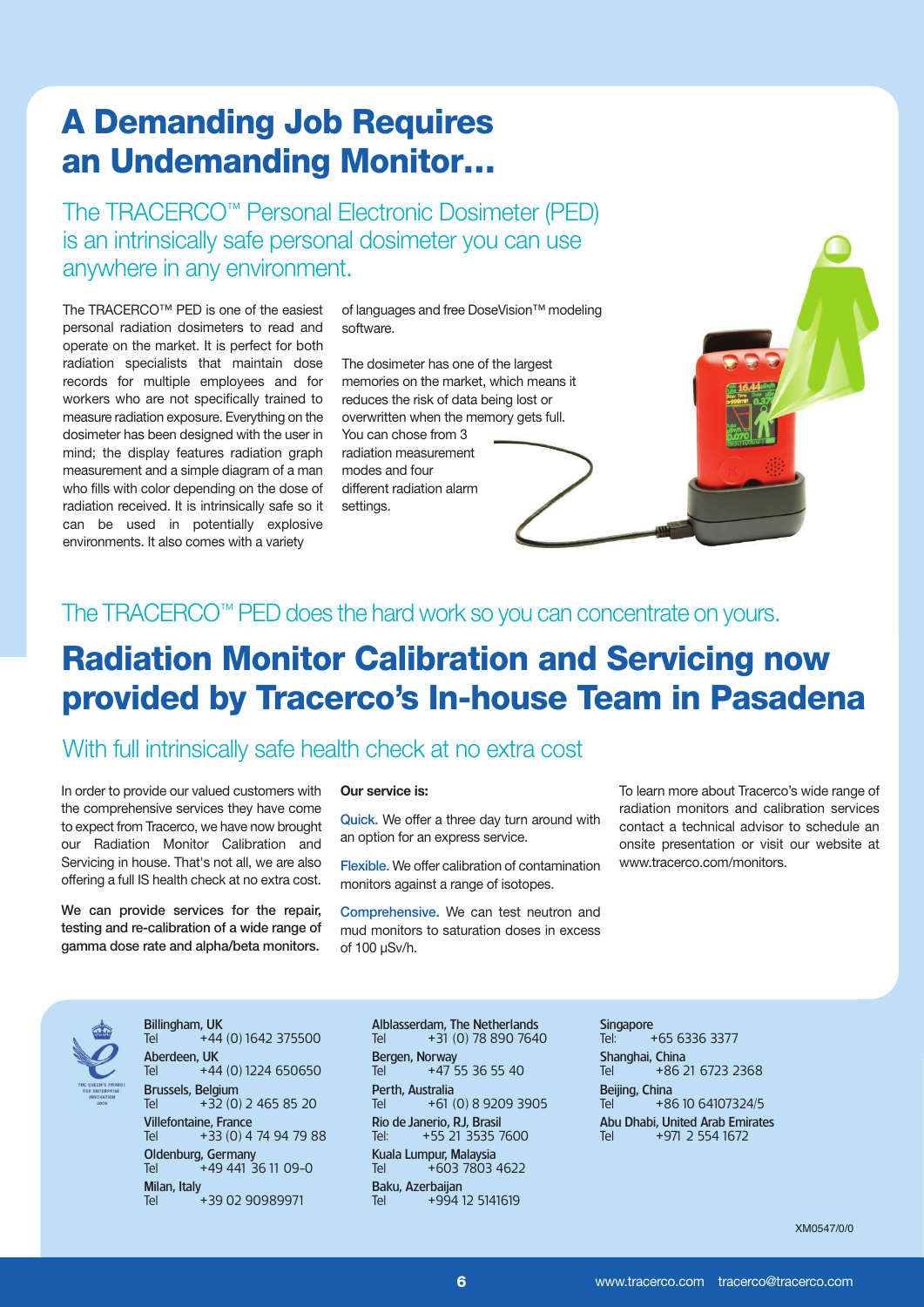# A Demanding Job Requires an Undemanding Monitor...

## The TRACERCO™ Personal Electronic Dosimeter (PED) is an intrinsically safe personal dosimeter you can use anywhere in any environment.

The TRACERCO™ PED is one of the easiest personal radiation dosimeters to read and operate on the market. It is perfect for both radiation specialists that maintain dose records for multiple employees and for workers who are not specifically trained to measure radiation exposure. Everything on the dosimeter has been designed with the user in mind; the display features radiation graph measurement and a simple diagram of a man who fills with color depending on the dose of radiation received. It is intrinsically safe so it can be used in potentially explosive environments. It also comes with a variety of languages and free DoseVision™ modeling software.

The dosimeter has one of the largest memories on the market, which means it reduces the risk of data being lost or overwritten when the memory gets full. You can chose from 3 radiation measurement modes and four different radiation alarm settings.

## The TRACERCO™ PED does the hard work so you can concentrate on yours.

# Radiation Monitor Calibration and Servicing now provided by Tracerco's In-house Team in Pasadena

## With full intrinsically safe health check at no extra cost

In order to provide our valued customers with the comprehensive services they have come to expect from Tracerco, we have now brought our Radiation Monitor Calibration and Servicing in house. That's not all, we are also offering a full IS health check at no extra cost.

**We can provide services for the repair, testing and re-calibration of a wide range of gamma dose rate and alpha/beta monitors.**

**Our service is:**

Quick. We offer a three day turn around with an option for an express service.

Flexible. We offer calibration of contamination monitors against a range of isotopes.

Comprehensive. We can test neutron and mud monitors to saturation doses in excess of 100 µSv/h.

To learn more about Tracerco's wide range of radiation monitors and calibration services contact a technical advisor to schedule an onsite presentation or visit our website at www.tracerco.com/monitors.

THE QUEEN'S AWARDS FOR ENTERPRISE: INNOVATION 2009

Billingham, UK
Tel +44 (0) 1642 375500

Aberdeen, UK
Tel +44 (0) 1224 650650

Brussels, Belgium
Tel +32 (0) 2 465 85 20

Villefontaine, France
Tel +33 (0) 4 74 94 79 88

Oldenburg, Germany
Tel +49 441 36 11 09-0

Milan, Italy
Tel +39 02 90989971

Alblasserdam, The Netherlands
Tel +31 (0) 78 890 7640

Bergen, Norway
Tel +47 55 36 55 40

Perth, Australia
Tel +61 (0) 8 9209 3905

Rio de Janerio, RJ, Brasil
Tel: +55 21 3535 7600

Kuala Lumpur, Malaysia
Tel +603 7803 4622

Baku, Azerbaijan
Tel +994 12 5141619

Singapore
Tel: +65 6336 3377

Shanghai, China
Tel +86 21 6723 2368

Beijing, China
Tel +86 10 64107324/5

Abu Dhabi, United Arab Emirates
Tel +971 2 554 1672

XM0547/0/0

www.tracerco.com tracerco@tracerco.com